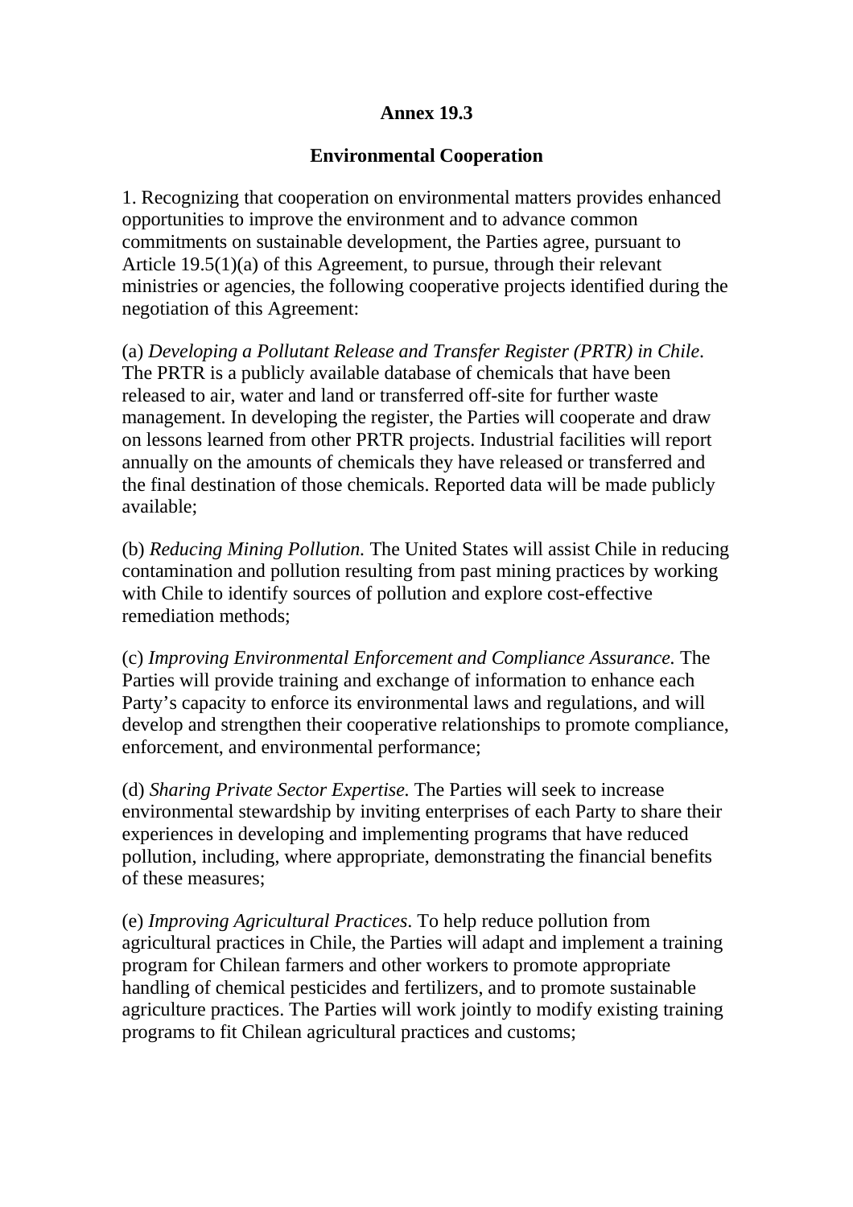**Annex 19.3**

**Environmental Cooperation**

1. Recognizing that cooperation on environmental matters provides enhanced opportunities to improve the environment and to advance common commitments on sustainable development, the Parties agree, pursuant to Article 19.5(1)(a) of this Agreement, to pursue, through their relevant ministries or agencies, the following cooperative projects identified during the negotiation of this Agreement:

(a) *Developing a Pollutant Release and Transfer Register (PRTR) in Chile*. The PRTR is a publicly available database of chemicals that have been released to air, water and land or transferred off-site for further waste management. In developing the register, the Parties will cooperate and draw on lessons learned from other PRTR projects. Industrial facilities will report annually on the amounts of chemicals they have released or transferred and the final destination of those chemicals. Reported data will be made publicly available;

(b) *Reducing Mining Pollution.* The United States will assist Chile in reducing contamination and pollution resulting from past mining practices by working with Chile to identify sources of pollution and explore cost-effective remediation methods;

(c) *Improving Environmental Enforcement and Compliance Assurance.* The Parties will provide training and exchange of information to enhance each Party's capacity to enforce its environmental laws and regulations, and will develop and strengthen their cooperative relationships to promote compliance, enforcement, and environmental performance;

(d) *Sharing Private Sector Expertise.* The Parties will seek to increase environmental stewardship by inviting enterprises of each Party to share their experiences in developing and implementing programs that have reduced pollution, including, where appropriate, demonstrating the financial benefits of these measures;

(e) *Improving Agricultural Practices*. To help reduce pollution from agricultural practices in Chile, the Parties will adapt and implement a training program for Chilean farmers and other workers to promote appropriate handling of chemical pesticides and fertilizers, and to promote sustainable agriculture practices. The Parties will work jointly to modify existing training programs to fit Chilean agricultural practices and customs;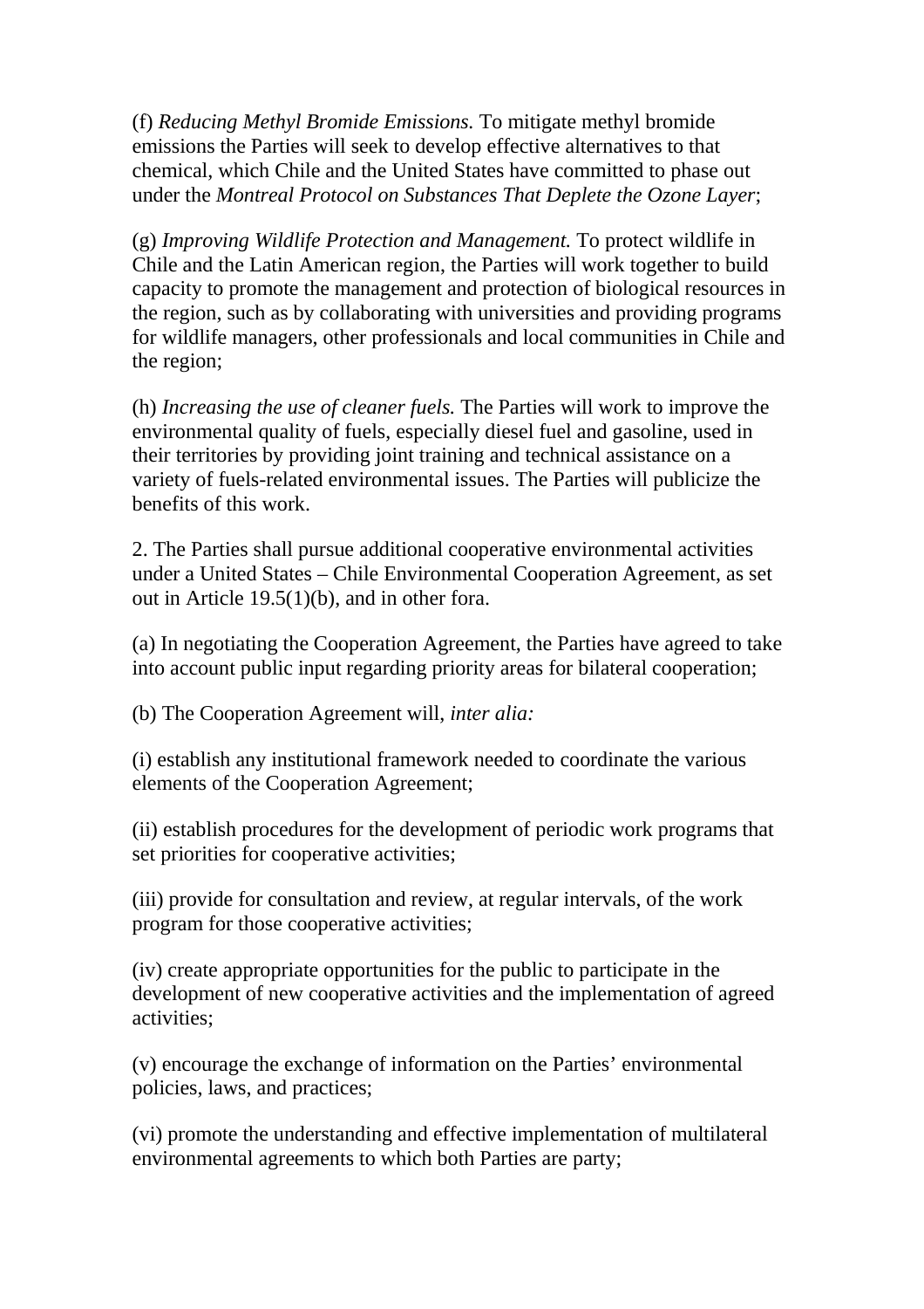(f) *Reducing Methyl Bromide Emissions.* To mitigate methyl bromide emissions the Parties will seek to develop effective alternatives to that chemical, which Chile and the United States have committed to phase out under the *Montreal Protocol on Substances That Deplete the Ozone Layer*;

(g) *Improving Wildlife Protection and Management.* To protect wildlife in Chile and the Latin American region, the Parties will work together to build capacity to promote the management and protection of biological resources in the region, such as by collaborating with universities and providing programs for wildlife managers, other professionals and local communities in Chile and the region;

(h) *Increasing the use of cleaner fuels.* The Parties will work to improve the environmental quality of fuels, especially diesel fuel and gasoline, used in their territories by providing joint training and technical assistance on a variety of fuels-related environmental issues. The Parties will publicize the benefits of this work.

2. The Parties shall pursue additional cooperative environmental activities under a United States – Chile Environmental Cooperation Agreement, as set out in Article 19.5(1)(b), and in other fora.

(a) In negotiating the Cooperation Agreement, the Parties have agreed to take into account public input regarding priority areas for bilateral cooperation;

(b) The Cooperation Agreement will, *inter alia:*

(i) establish any institutional framework needed to coordinate the various elements of the Cooperation Agreement;

(ii) establish procedures for the development of periodic work programs that set priorities for cooperative activities;

(iii) provide for consultation and review, at regular intervals, of the work program for those cooperative activities;

(iv) create appropriate opportunities for the public to participate in the development of new cooperative activities and the implementation of agreed activities;

(v) encourage the exchange of information on the Parties' environmental policies, laws, and practices;

(vi) promote the understanding and effective implementation of multilateral environmental agreements to which both Parties are party;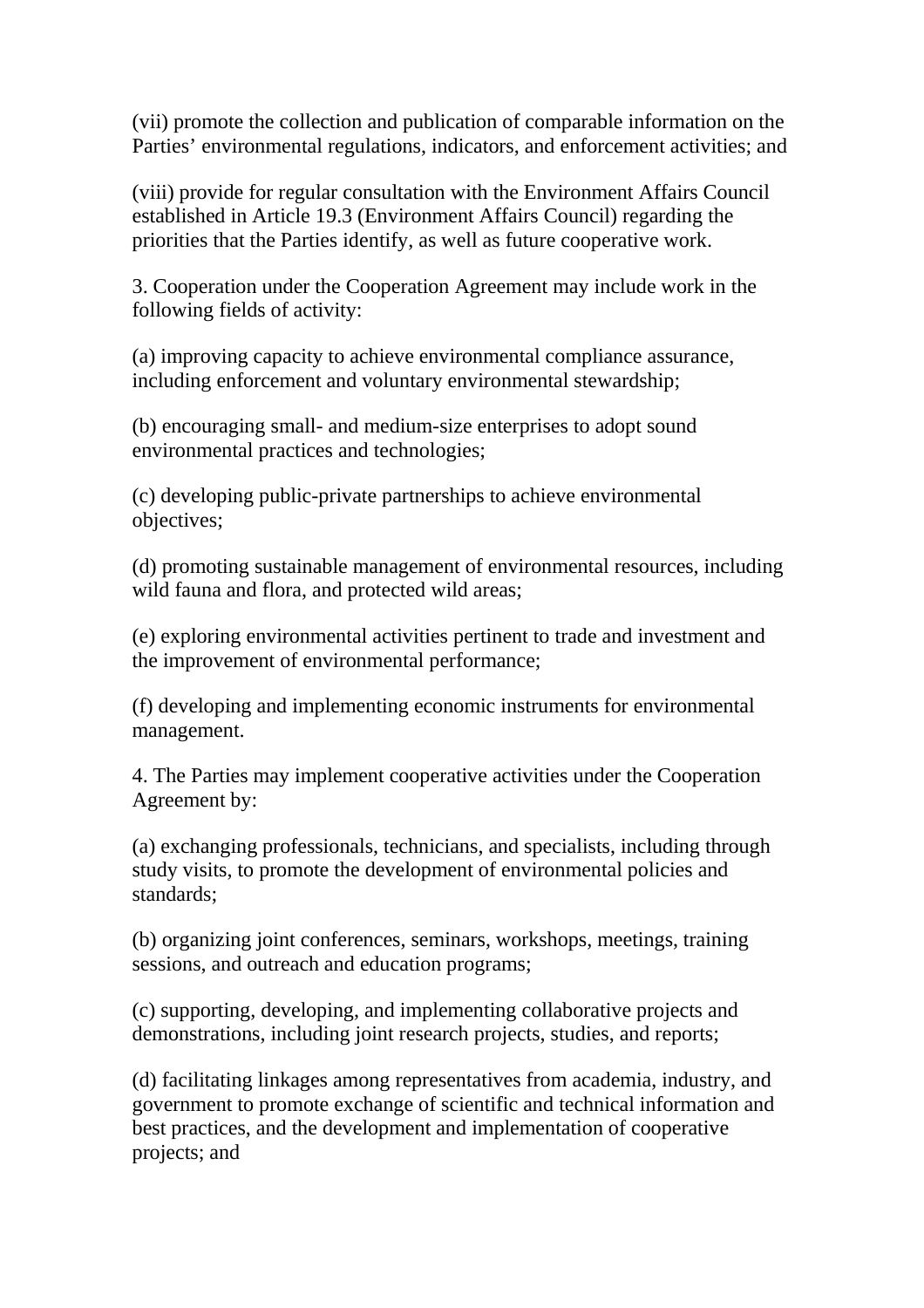(vii) promote the collection and publication of comparable information on the Parties' environmental regulations, indicators, and enforcement activities; and

(viii) provide for regular consultation with the Environment Affairs Council established in Article 19.3 (Environment Affairs Council) regarding the priorities that the Parties identify, as well as future cooperative work.

3. Cooperation under the Cooperation Agreement may include work in the following fields of activity:

(a) improving capacity to achieve environmental compliance assurance, including enforcement and voluntary environmental stewardship;

(b) encouraging small- and medium-size enterprises to adopt sound environmental practices and technologies;

(c) developing public-private partnerships to achieve environmental objectives;

(d) promoting sustainable management of environmental resources, including wild fauna and flora, and protected wild areas;

(e) exploring environmental activities pertinent to trade and investment and the improvement of environmental performance;

(f) developing and implementing economic instruments for environmental management.

4. The Parties may implement cooperative activities under the Cooperation Agreement by:

(a) exchanging professionals, technicians, and specialists, including through study visits, to promote the development of environmental policies and standards;

(b) organizing joint conferences, seminars, workshops, meetings, training sessions, and outreach and education programs;

(c) supporting, developing, and implementing collaborative projects and demonstrations, including joint research projects, studies, and reports;

(d) facilitating linkages among representatives from academia, industry, and government to promote exchange of scientific and technical information and best practices, and the development and implementation of cooperative projects; and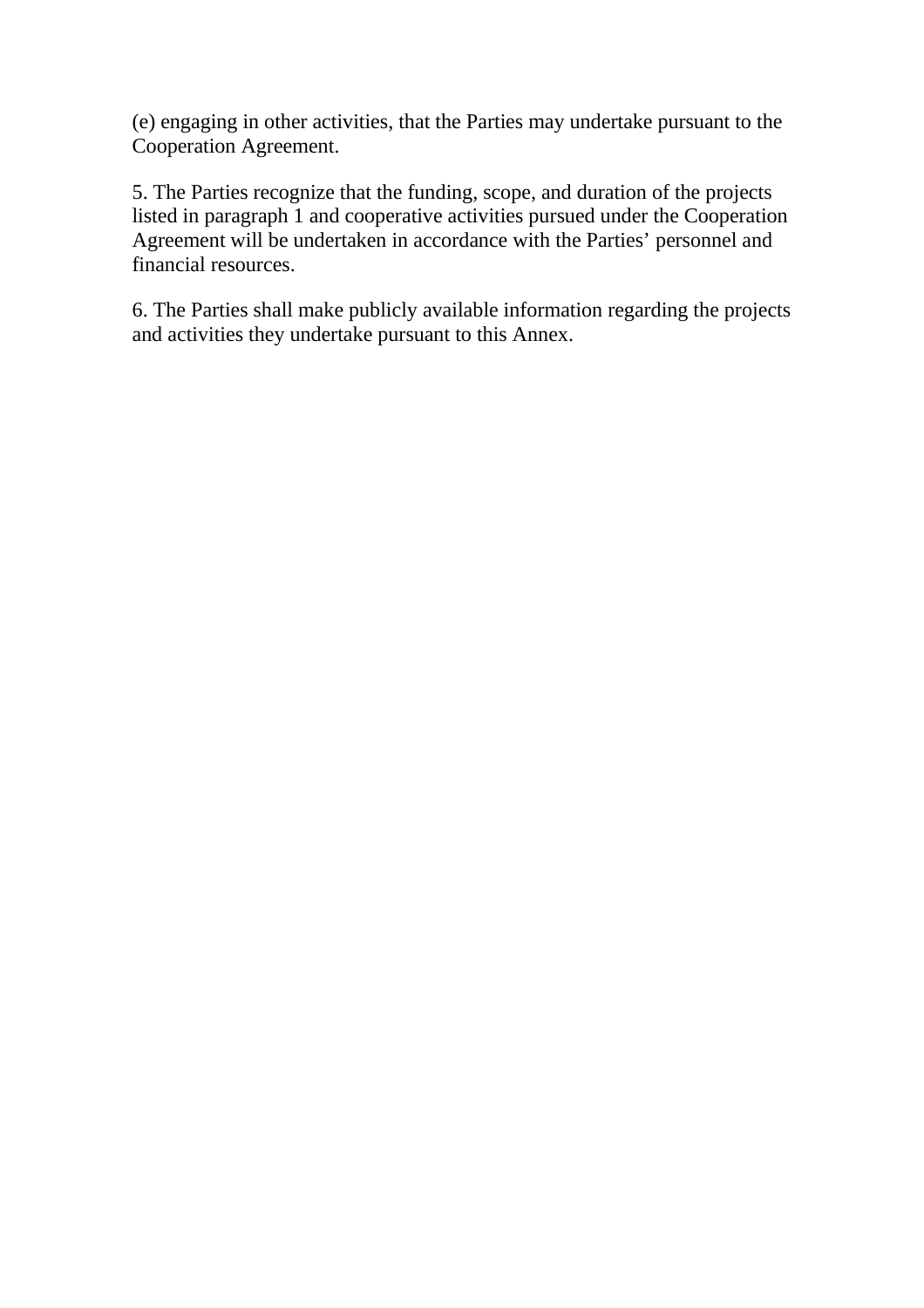(e) engaging in other activities, that the Parties may undertake pursuant to the Cooperation Agreement.

5. The Parties recognize that the funding, scope, and duration of the projects listed in paragraph 1 and cooperative activities pursued under the Cooperation Agreement will be undertaken in accordance with the Parties' personnel and financial resources.

6. The Parties shall make publicly available information regarding the projects and activities they undertake pursuant to this Annex.